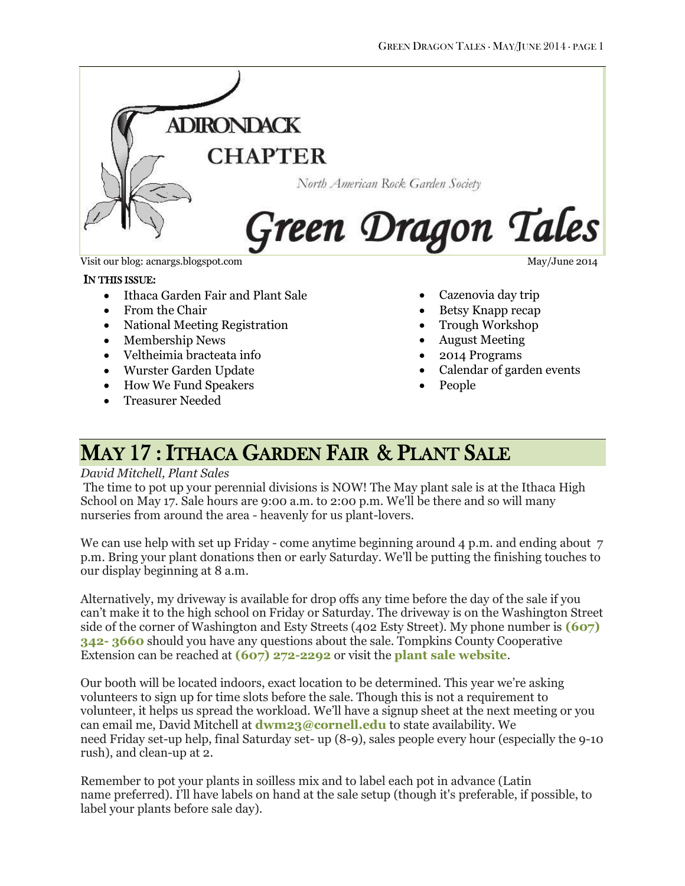# ADIRONDACK CHAPTER

North American Rock Garden Society

# Green Dragon Tales

Visit our blog: acnargs.blogspot.com

May/June 2014

**IN THIS ISSUE:**

- Ithaca Garden Fair and Plant Sale
- From the Chair
- National Meeting Registration
- Membership News
- Veltheimia bracteata info
- Wurster Garden Update
- How We Fund Speakers
- Treasurer Needed
- Cazenovia day trip
- Betsy Knapp recap
- Trough Workshop
- August Meeting
- 2014 Programs
- Calendar of garden events
- People

## MAY 17 : ITHACA GARDEN FAIR & PLANT SALE

*David Mitchell, Plant Sales*

The time to pot up your perennial divisions is NOW! The May plant sale is at the Ithaca High School on May 17. Sale hours are 9:00 a.m. to 2:00 p.m. We'll be there and so will many nurseries from around the area - heavenly for us plant-lovers.

We can use help with set up Friday - come anytime beginning around 4 p.m. and ending about 7 p.m. Bring your plant donations then or early Saturday. We'll be putting the finishing touches to our display beginning at 8 a.m.

Alternatively, my driveway is available for drop offs any time before the day of the sale if you can't make it to the high school on Friday or Saturday. The driveway is on the Washington Street side of the corner of Washington and Esty Streets (402 Esty Street). My phone number is **(607) 342- 3660** should you have any questions about the sale. Tompkins County Cooperative Extension can be reached at **(607) 272-2292** or visit the **plant sale website**.

Our booth will be located indoors, exact location to be determined. This year we're asking volunteers to sign up for time slots before the sale. Though this is not a requirement to volunteer, it helps us spread the workload. We'll have a signup sheet at the next meeting or you can email me, David Mitchell at **dwm23@cornell.edu** to state availability. We need Friday set-up help, final Saturday set- up (8-9), sales people every hour (especially the 9-10 rush), and clean-up at 2.

Remember to pot your plants in soilless mix and to label each pot in advance (Latin name preferred). I'll have labels on hand at the sale setup (though it's preferable, if possible, to label your plants before sale day).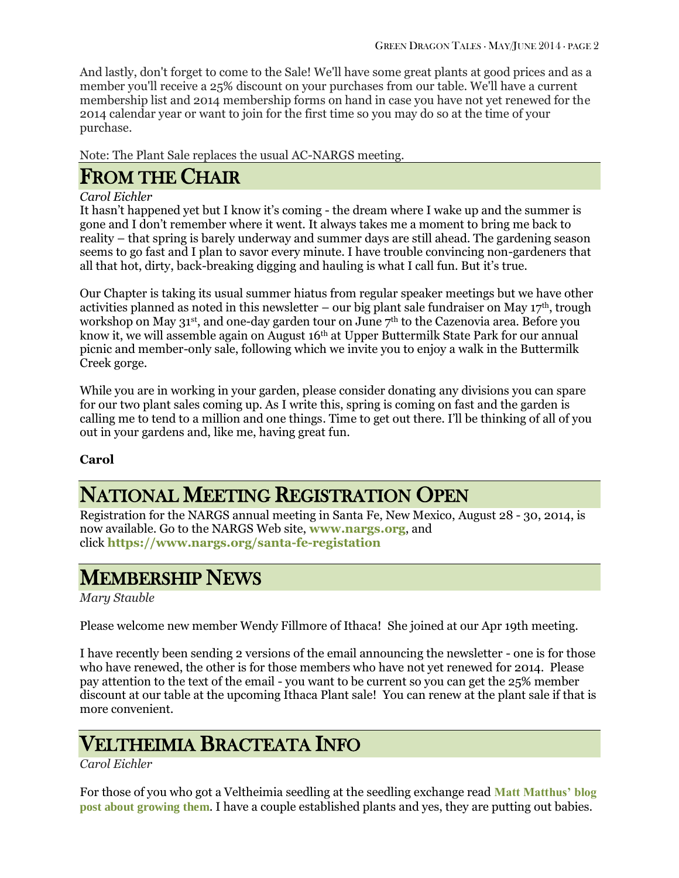And lastly, don't forget to come to the Sale! We'll have some great plants at good prices and as a member you'll receive a 25% discount on your purchases from our table. We'll have a current membership list and 2014 membership forms on hand in case you have not yet renewed for the 2014 calendar year or want to join for the first time so you may do so at the time of your purchase.

Note: The Plant Sale replaces the usual AC-NARGS meeting.

## From the Chair

*Carol Eichler*

It hasn't happened yet but I know it's coming - the dream where I wake up and the summer is gone and I don't remember where it went. It always takes me a moment to bring me back to reality – that spring is barely underway and summer days are still ahead. The gardening season seems to go fast and I plan to savor every minute. I have trouble convincing non-gardeners that all that hot, dirty, back-breaking digging and hauling is what I call fun. But it's true.

Our Chapter is taking its usual summer hiatus from regular speaker meetings but we have other activities planned as noted in this newsletter – our big plant sale fundraiser on May 17th, trough workshop on May 31st, and one-day garden tour on June 7th to the Cazenovia area. Before you know it, we will assemble again on August 16th at Upper Buttermilk State Park for our annual picnic and member-only sale, following which we invite you to enjoy a walk in the Buttermilk Creek gorge.

While you are in working in your garden, please consider donating any divisions you can spare for our two plant sales coming up. As I write this, spring is coming on fast and the garden is calling me to tend to a million and one things. Time to get out there. I'll be thinking of all of you out in your gardens and, like me, having great fun.

**Carol**

## National Meeting Registration Open

Registration for the NARGS annual meeting in Santa Fe, New Mexico, August 28 - 30, 2014, is now available. Go to the NARGS Web site, **www.nargs.org**, and click **https://www.nargs.org/santa-fe-registation**

## Membership News

*Mary Stauble*

Please welcome new member Wendy Fillmore of Ithaca! She joined at our Apr 19th meeting.

I have recently been sending 2 versions of the email announcing the newsletter - one is for those who have renewed, the other is for those members who have not yet renewed for 2014. Please pay attention to the text of the email - you want to be current so you can get the 25% member discount at our table at the upcoming Ithaca Plant sale! You can renew at the plant sale if that is more convenient.

## Veltheimia Bracteata Info

*Carol Eichler*

For those of you who got a Veltheimia seedling at the seedling exchange read **Matt Matthus' blog post about growing them**. I have a couple established plants and yes, they are putting out babies.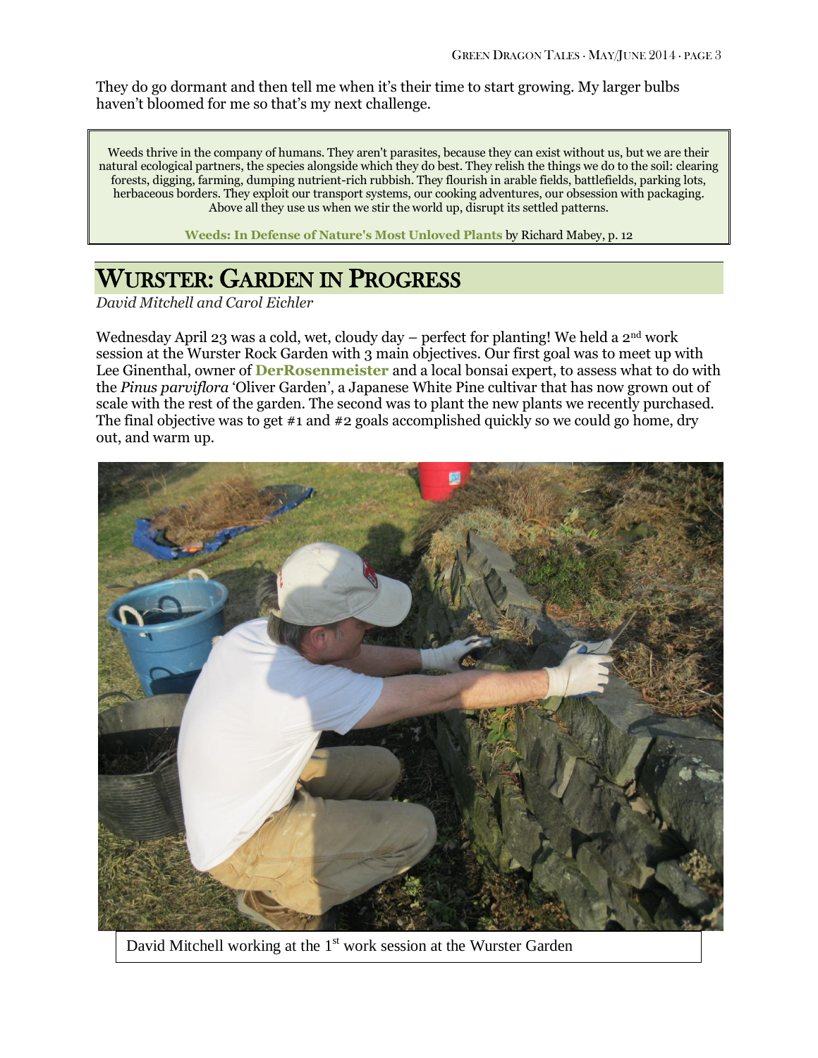They do go dormant and then tell me when it's their time to start growing. My larger bulbs haven't bloomed for me so that's my next challenge.

> Weeds thrive in the company of humans. They aren't parasites, because they can exist without us, but we are their natural ecological partners, the species alongside which they do best. They relish the things we do to the soil: clearing forests, digging, farming, dumping nutrient-rich rubbish. They flourish in arable fields, battlefields, parking lots, herbaceous borders. They exploit our transport systems, our cooking adventures, our obsession with packaging. Above all they use us when we stir the world up, disrupt its settled patterns.
>
> **Weeds: In Defense of Nature's Most Unloved Plants** by Richard Mabey, p. 12

# WURSTER: GARDEN IN PROGRESS

*David Mitchell and Carol Eichler*

Wednesday April 23 was a cold, wet, cloudy day – perfect for planting! We held a 2nd work session at the Wurster Rock Garden with 3 main objectives. Our first goal was to meet up with Lee Ginenthal, owner of **DerRosenmeister** and a local bonsai expert, to assess what to do with the *Pinus parviflora* 'Oliver Garden', a Japanese White Pine cultivar that has now grown out of scale with the rest of the garden. The second was to plant the new plants we recently purchased. The final objective was to get #1 and #2 goals accomplished quickly so we could go home, dry out, and warm up.

David Mitchell working at the 1st work session at the Wurster Garden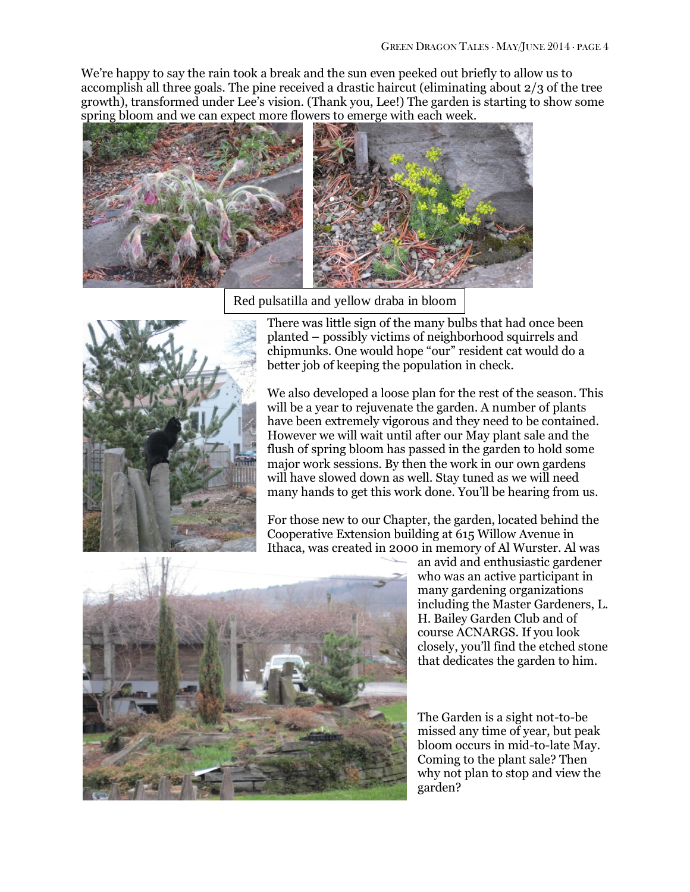We're happy to say the rain took a break and the sun even peeked out briefly to allow us to accomplish all three goals. The pine received a drastic haircut (eliminating about 2/3 of the tree growth), transformed under Lee's vision. (Thank you, Lee!) The garden is starting to show some spring bloom and we can expect more flowers to emerge with each week.

Red pulsatilla and yellow draba in bloom

There was little sign of the many bulbs that had once been planted – possibly victims of neighborhood squirrels and chipmunks. One would hope "our" resident cat would do a better job of keeping the population in check.

We also developed a loose plan for the rest of the season. This will be a year to rejuvenate the garden. A number of plants have been extremely vigorous and they need to be contained. However we will wait until after our May plant sale and the flush of spring bloom has passed in the garden to hold some major work sessions. By then the work in our own gardens will have slowed down as well. Stay tuned as we will need many hands to get this work done. You'll be hearing from us.

For those new to our Chapter, the garden, located behind the Cooperative Extension building at 615 Willow Avenue in Ithaca, was created in 2000 in memory of Al Wurster. Al was an avid and enthusiastic gardener who was an active participant in many gardening organizations including the Master Gardeners, L. H. Bailey Garden Club and of course ACNARGS. If you look closely, you'll find the etched stone that dedicates the garden to him.

The Garden is a sight not-to-be missed any time of year, but peak bloom occurs in mid-to-late May. Coming to the plant sale? Then why not plan to stop and view the garden?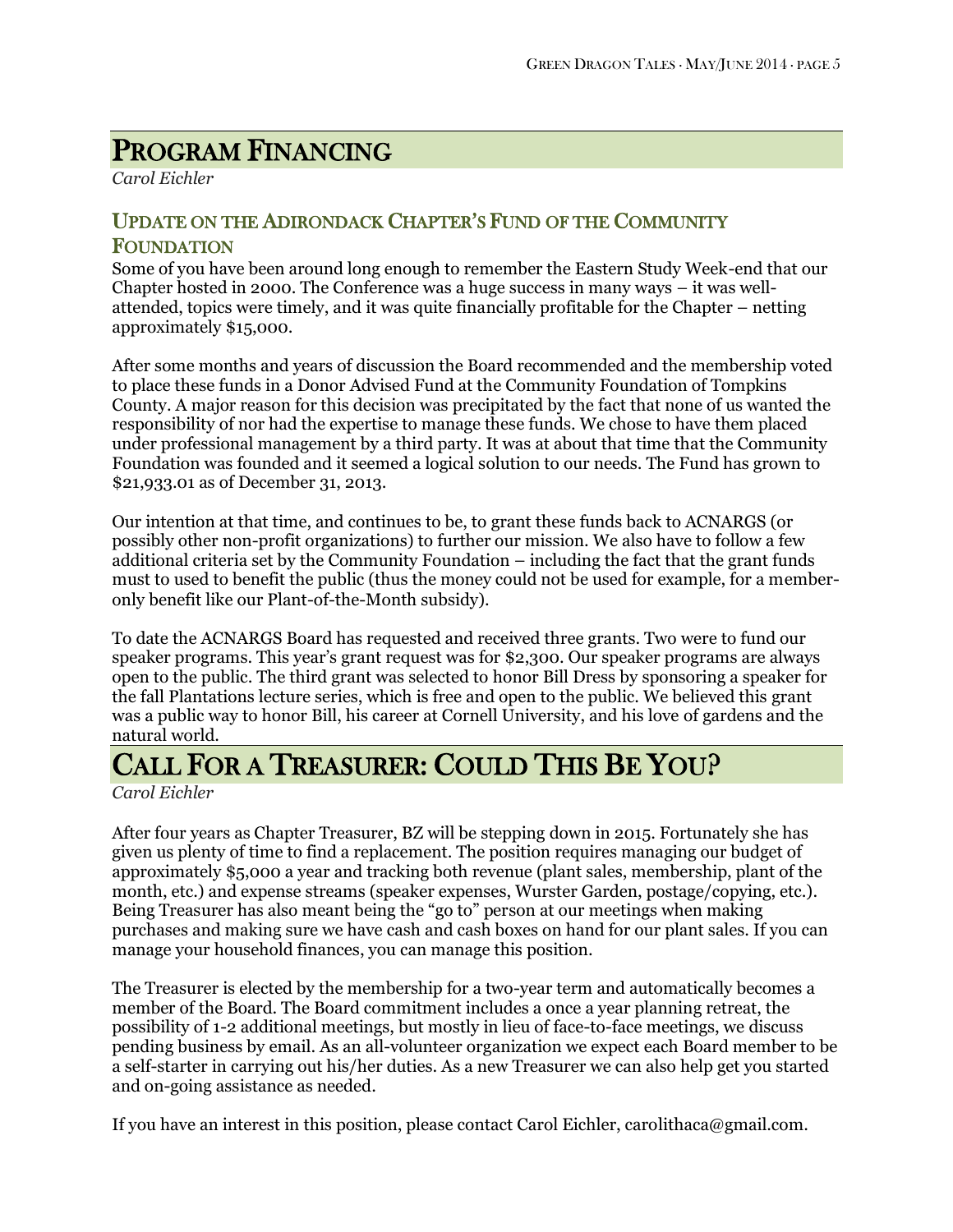# Program Financing

*Carol Eichler*

## Update on the Adirondack Chapter's Fund of the Community Foundation

Some of you have been around long enough to remember the Eastern Study Week-end that our Chapter hosted in 2000. The Conference was a huge success in many ways – it was well-attended, topics were timely, and it was quite financially profitable for the Chapter – netting approximately $15,000.

After some months and years of discussion the Board recommended and the membership voted to place these funds in a Donor Advised Fund at the Community Foundation of Tompkins County. A major reason for this decision was precipitated by the fact that none of us wanted the responsibility of nor had the expertise to manage these funds. We chose to have them placed under professional management by a third party. It was at about that time that the Community Foundation was founded and it seemed a logical solution to our needs. The Fund has grown to $21,933.01 as of December 31, 2013.

Our intention at that time, and continues to be, to grant these funds back to ACNARGS (or possibly other non-profit organizations) to further our mission. We also have to follow a few additional criteria set by the Community Foundation – including the fact that the grant funds must to used to benefit the public (thus the money could not be used for example, for a member-only benefit like our Plant-of-the-Month subsidy).

To date the ACNARGS Board has requested and received three grants. Two were to fund our speaker programs. This year's grant request was for $2,300. Our speaker programs are always open to the public. The third grant was selected to honor Bill Dress by sponsoring a speaker for the fall Plantations lecture series, which is free and open to the public. We believed this grant was a public way to honor Bill, his career at Cornell University, and his love of gardens and the natural world.

# Call For a Treasurer: Could This Be You?

*Carol Eichler*

After four years as Chapter Treasurer, BZ will be stepping down in 2015. Fortunately she has given us plenty of time to find a replacement. The position requires managing our budget of approximately $5,000 a year and tracking both revenue (plant sales, membership, plant of the month, etc.) and expense streams (speaker expenses, Wurster Garden, postage/copying, etc.). Being Treasurer has also meant being the "go to" person at our meetings when making purchases and making sure we have cash and cash boxes on hand for our plant sales. If you can manage your household finances, you can manage this position.

The Treasurer is elected by the membership for a two-year term and automatically becomes a member of the Board. The Board commitment includes a once a year planning retreat, the possibility of 1-2 additional meetings, but mostly in lieu of face-to-face meetings, we discuss pending business by email. As an all-volunteer organization we expect each Board member to be a self-starter in carrying out his/her duties. As a new Treasurer we can also help get you started and on-going assistance as needed.

If you have an interest in this position, please contact Carol Eichler, carolithaca@gmail.com.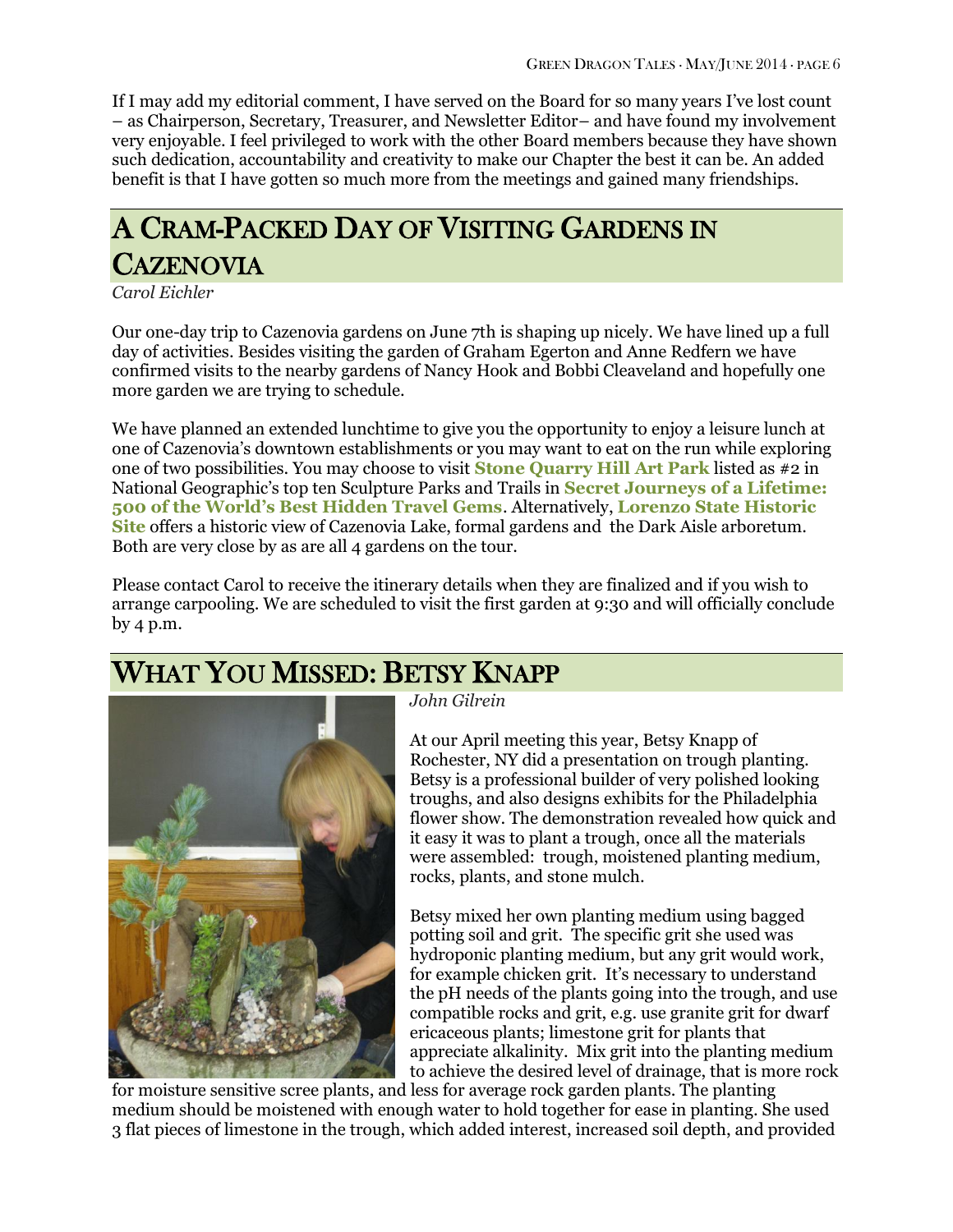If I may add my editorial comment, I have served on the Board for so many years I've lost count – as Chairperson, Secretary, Treasurer, and Newsletter Editor– and have found my involvement very enjoyable. I feel privileged to work with the other Board members because they have shown such dedication, accountability and creativity to make our Chapter the best it can be. An added benefit is that I have gotten so much more from the meetings and gained many friendships.

## A Cram-Packed Day of Visiting Gardens in Cazenovia

*Carol Eichler*

Our one-day trip to Cazenovia gardens on June 7th is shaping up nicely. We have lined up a full day of activities. Besides visiting the garden of Graham Egerton and Anne Redfern we have confirmed visits to the nearby gardens of Nancy Hook and Bobbi Cleaveland and hopefully one more garden we are trying to schedule.

We have planned an extended lunchtime to give you the opportunity to enjoy a leisure lunch at one of Cazenovia's downtown establishments or you may want to eat on the run while exploring one of two possibilities. You may choose to visit **Stone Quarry Hill Art Park** listed as #2 in National Geographic's top ten Sculpture Parks and Trails in **Secret Journeys of a Lifetime: 500 of the World's Best Hidden Travel Gems**. Alternatively, **Lorenzo State Historic Site** offers a historic view of Cazenovia Lake, formal gardens and the Dark Aisle arboretum. Both are very close by as are all 4 gardens on the tour.

Please contact Carol to receive the itinerary details when they are finalized and if you wish to arrange carpooling. We are scheduled to visit the first garden at 9:30 and will officially conclude by 4 p.m.

## What You Missed: Betsy Knapp

*John Gilrein*

At our April meeting this year, Betsy Knapp of Rochester, NY did a presentation on trough planting. Betsy is a professional builder of very polished looking troughs, and also designs exhibits for the Philadelphia flower show. The demonstration revealed how quick and it easy it was to plant a trough, once all the materials were assembled: trough, moistened planting medium, rocks, plants, and stone mulch.

Betsy mixed her own planting medium using bagged potting soil and grit. The specific grit she used was hydroponic planting medium, but any grit would work, for example chicken grit. It's necessary to understand the pH needs of the plants going into the trough, and use compatible rocks and grit, e.g. use granite grit for dwarf ericaceous plants; limestone grit for plants that appreciate alkalinity. Mix grit into the planting medium to achieve the desired level of drainage, that is more rock for moisture sensitive scree plants, and less for average rock garden plants. The planting medium should be moistened with enough water to hold together for ease in planting. She used 3 flat pieces of limestone in the trough, which added interest, increased soil depth, and provided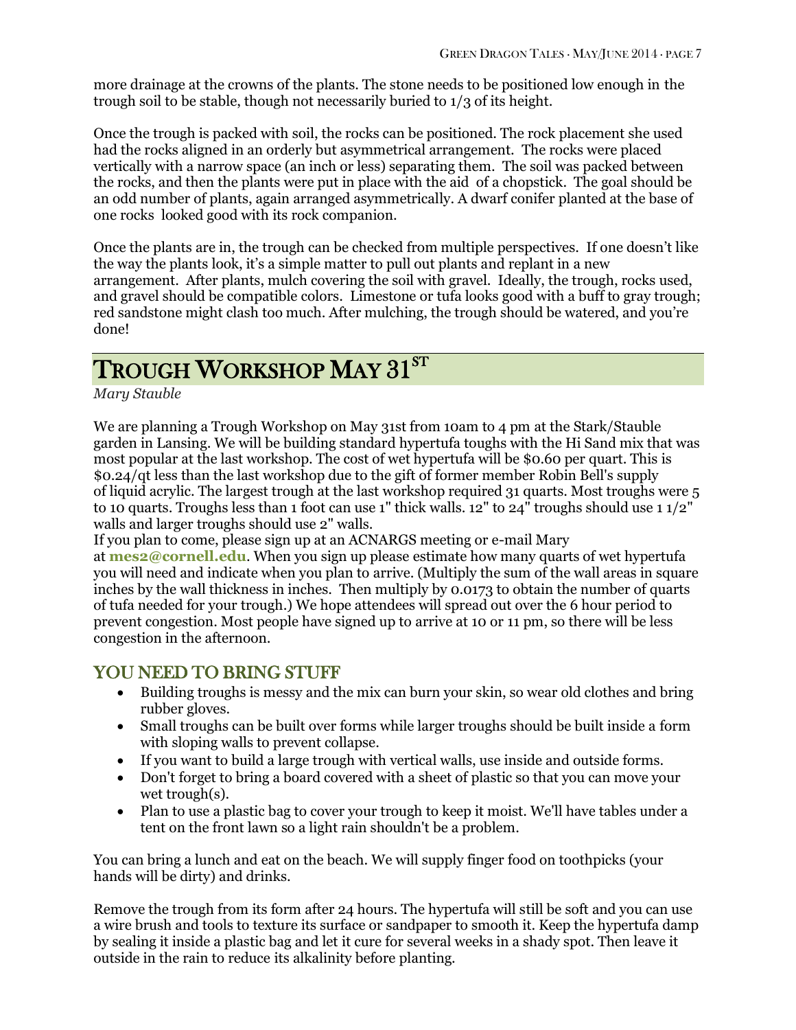more drainage at the crowns of the plants. The stone needs to be positioned low enough in the trough soil to be stable, though not necessarily buried to 1/3 of its height.

Once the trough is packed with soil, the rocks can be positioned. The rock placement she used had the rocks aligned in an orderly but asymmetrical arrangement. The rocks were placed vertically with a narrow space (an inch or less) separating them. The soil was packed between the rocks, and then the plants were put in place with the aid of a chopstick. The goal should be an odd number of plants, again arranged asymmetrically. A dwarf conifer planted at the base of one rocks looked good with its rock companion.

Once the plants are in, the trough can be checked from multiple perspectives. If one doesn't like the way the plants look, it's a simple matter to pull out plants and replant in a new arrangement. After plants, mulch covering the soil with gravel. Ideally, the trough, rocks used, and gravel should be compatible colors. Limestone or tufa looks good with a buff to gray trough; red sandstone might clash too much. After mulching, the trough should be watered, and you're done!

# TROUGH WORKSHOP MAY 31ST

*Mary Stauble*

We are planning a Trough Workshop on May 31st from 10am to 4 pm at the Stark/Stauble garden in Lansing. We will be building standard hypertufa toughs with the Hi Sand mix that was most popular at the last workshop. The cost of wet hypertufa will be $0.60 per quart. This is $0.24/qt less than the last workshop due to the gift of former member Robin Bell's supply of liquid acrylic. The largest trough at the last workshop required 31 quarts. Most troughs were 5 to 10 quarts. Troughs less than 1 foot can use 1" thick walls. 12" to 24" troughs should use 1 1/2" walls and larger troughs should use 2" walls.

If you plan to come, please sign up at an ACNARGS meeting or e-mail Mary at **mes2@cornell.edu**. When you sign up please estimate how many quarts of wet hypertufa you will need and indicate when you plan to arrive. (Multiply the sum of the wall areas in square inches by the wall thickness in inches. Then multiply by 0.0173 to obtain the number of quarts of tufa needed for your trough.) We hope attendees will spread out over the 6 hour period to prevent congestion. Most people have signed up to arrive at 10 or 11 pm, so there will be less congestion in the afternoon.

## YOU NEED TO BRING STUFF

- Building troughs is messy and the mix can burn your skin, so wear old clothes and bring rubber gloves.
- Small troughs can be built over forms while larger troughs should be built inside a form with sloping walls to prevent collapse.
- If you want to build a large trough with vertical walls, use inside and outside forms.
- Don't forget to bring a board covered with a sheet of plastic so that you can move your wet trough(s).
- Plan to use a plastic bag to cover your trough to keep it moist. We'll have tables under a tent on the front lawn so a light rain shouldn't be a problem.

You can bring a lunch and eat on the beach. We will supply finger food on toothpicks (your hands will be dirty) and drinks.

Remove the trough from its form after 24 hours. The hypertufa will still be soft and you can use a wire brush and tools to texture its surface or sandpaper to smooth it. Keep the hypertufa damp by sealing it inside a plastic bag and let it cure for several weeks in a shady spot. Then leave it outside in the rain to reduce its alkalinity before planting.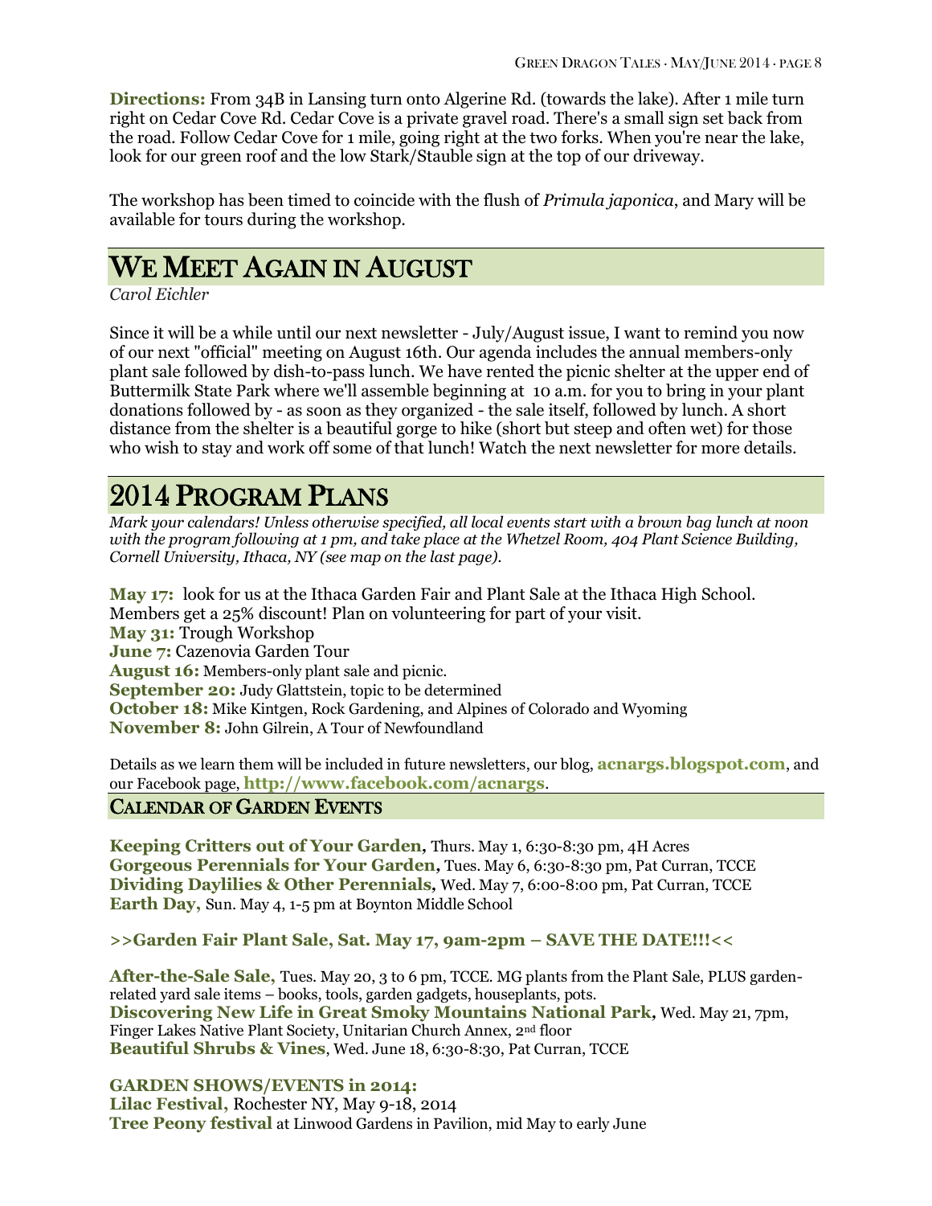**Directions:** From 34B in Lansing turn onto Algerine Rd. (towards the lake). After 1 mile turn right on Cedar Cove Rd. Cedar Cove is a private gravel road. There's a small sign set back from the road. Follow Cedar Cove for 1 mile, going right at the two forks. When you're near the lake, look for our green roof and the low Stark/Stauble sign at the top of our driveway.

The workshop has been timed to coincide with the flush of *Primula japonica*, and Mary will be available for tours during the workshop.

## WE MEET AGAIN IN AUGUST

*Carol Eichler*

Since it will be a while until our next newsletter - July/August issue, I want to remind you now of our next "official" meeting on August 16th. Our agenda includes the annual members-only plant sale followed by dish-to-pass lunch. We have rented the picnic shelter at the upper end of Buttermilk State Park where we'll assemble beginning at 10 a.m. for you to bring in your plant donations followed by - as soon as they organized - the sale itself, followed by lunch. A short distance from the shelter is a beautiful gorge to hike (short but steep and often wet) for those who wish to stay and work off some of that lunch! Watch the next newsletter for more details.

## 2014 PROGRAM PLANS

*Mark your calendars! Unless otherwise specified, all local events start with a brown bag lunch at noon with the program following at 1 pm, and take place at the Whetzel Room, 404 Plant Science Building, Cornell University, Ithaca, NY (see map on the last page).*

**May 17:** look for us at the Ithaca Garden Fair and Plant Sale at the Ithaca High School. Members get a 25% discount! Plan on volunteering for part of your visit.
**May 31:** Trough Workshop
**June 7:** Cazenovia Garden Tour
**August 16:** Members-only plant sale and picnic.
**September 20:** Judy Glattstein, topic to be determined
**October 18:** Mike Kintgen, Rock Gardening, and Alpines of Colorado and Wyoming
**November 8:** John Gilrein, A Tour of Newfoundland

Details as we learn them will be included in future newsletters, our blog, **acnargs.blogspot.com**, and our Facebook page, **http://www.facebook.com/acnargs**.

### CALENDAR OF GARDEN EVENTS

**Keeping Critters out of Your Garden,** Thurs. May 1, 6:30-8:30 pm, 4H Acres
**Gorgeous Perennials for Your Garden,** Tues. May 6, 6:30-8:30 pm, Pat Curran, TCCE
**Dividing Daylilies & Other Perennials,** Wed. May 7, 6:00-8:00 pm, Pat Curran, TCCE
**Earth Day,** Sun. May 4, 1-5 pm at Boynton Middle School

**>>Garden Fair Plant Sale, Sat. May 17, 9am-2pm – SAVE THE DATE!!!<<**

**After-the-Sale Sale,** Tues. May 20, 3 to 6 pm, TCCE. MG plants from the Plant Sale, PLUS garden-related yard sale items – books, tools, garden gadgets, houseplants, pots.
**Discovering New Life in Great Smoky Mountains National Park,** Wed. May 21, 7pm, Finger Lakes Native Plant Society, Unitarian Church Annex, 2nd floor
**Beautiful Shrubs & Vines**, Wed. June 18, 6:30-8:30, Pat Curran, TCCE

**GARDEN SHOWS/EVENTS in 2014:**
**Lilac Festival,** Rochester NY, May 9-18, 2014
**Tree Peony festival** at Linwood Gardens in Pavilion, mid May to early June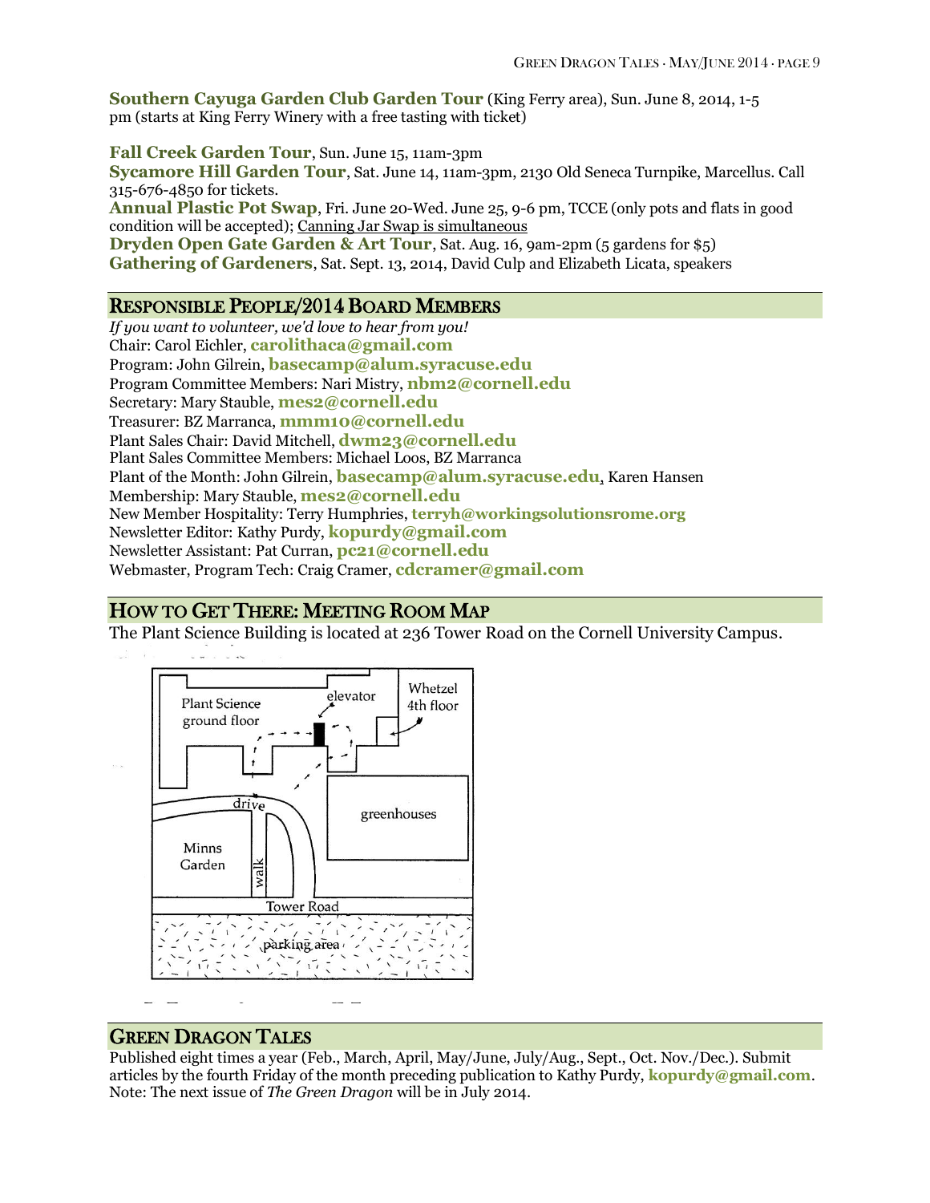**Southern Cayuga Garden Club Garden Tour** (King Ferry area), Sun. June 8, 2014, 1-5 pm (starts at King Ferry Winery with a free tasting with ticket)

**Fall Creek Garden Tour**, Sun. June 15, 11am-3pm

**Sycamore Hill Garden Tour**, Sat. June 14, 11am-3pm, 2130 Old Seneca Turnpike, Marcellus. Call 315-676-4850 for tickets.

**Annual Plastic Pot Swap**, Fri. June 20-Wed. June 25, 9-6 pm, TCCE (only pots and flats in good condition will be accepted); Canning Jar Swap is simultaneous

**Dryden Open Gate Garden & Art Tour**, Sat. Aug. 16, 9am-2pm (5 gardens for $5)

**Gathering of Gardeners**, Sat. Sept. 13, 2014, David Culp and Elizabeth Licata, speakers

## Responsible People/2014 Board Members

*If you want to volunteer, we'd love to hear from you!*

Chair: Carol Eichler, **carolithaca@gmail.com**
Program: John Gilrein, **basecamp@alum.syracuse.edu**
Program Committee Members: Nari Mistry, **nbm2@cornell.edu**
Secretary: Mary Stauble, **mes2@cornell.edu**
Treasurer: BZ Marranca, **mmm10@cornell.edu**
Plant Sales Chair: David Mitchell, **dwm23@cornell.edu**
Plant Sales Committee Members: Michael Loos, BZ Marranca
Plant of the Month: John Gilrein, **basecamp@alum.syracuse.edu**, Karen Hansen
Membership: Mary Stauble, **mes2@cornell.edu**
New Member Hospitality: Terry Humphries, **terryh@workingsolutionsrome.org**
Newsletter Editor: Kathy Purdy, **kopurdy@gmail.com**
Newsletter Assistant: Pat Curran, **pc21@cornell.edu**
Webmaster, Program Tech: Craig Cramer, **cdcramer@gmail.com**

## How to Get There: Meeting Room Map

The Plant Science Building is located at 236 Tower Road on the Cornell University Campus.

Plant Science ground floor
elevator
Whetzel 4th floor
drive
greenhouses
Minns Garden
walk
Tower Road
parking area

## Green Dragon Tales

Published eight times a year (Feb., March, April, May/June, July/Aug., Sept., Oct. Nov./Dec.). Submit articles by the fourth Friday of the month preceding publication to Kathy Purdy, **kopurdy@gmail.com**. Note: The next issue of *The Green Dragon* will be in July 2014.